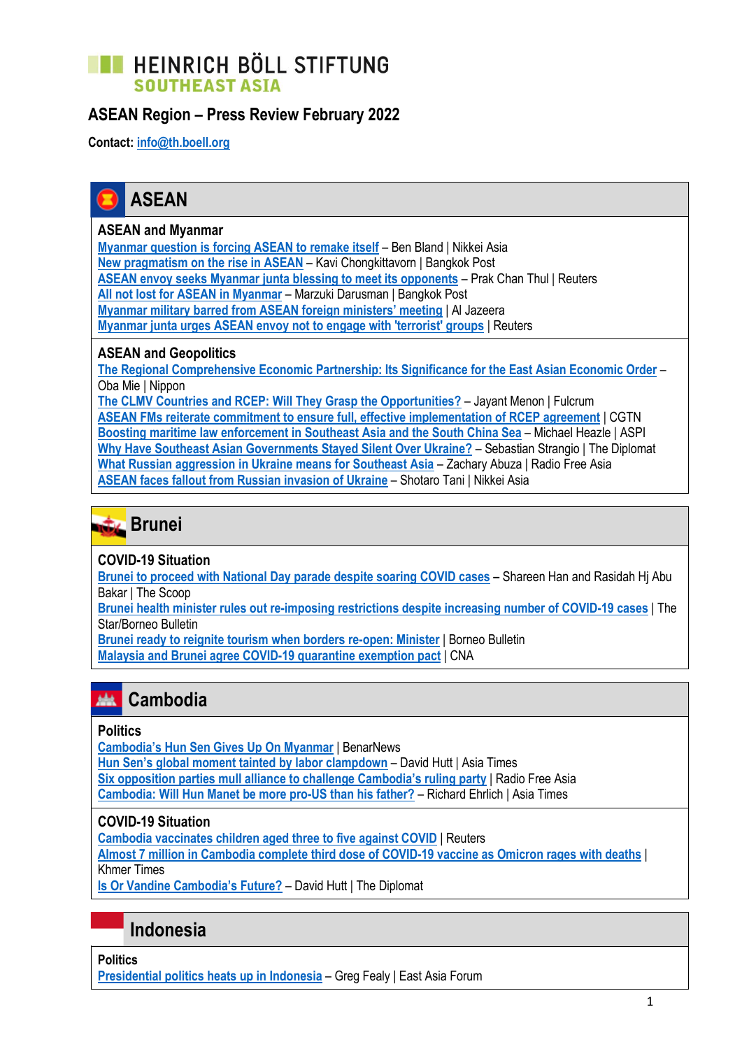HEINRICH BÖLL STIFTUNG
SOUTHEAST ASIA

# ASEAN Region – Press Review February 2022

**Contact:** info@th.boell.org

## ASEAN

### ASEAN and Myanmar

Myanmar question is forcing ASEAN to remake itself – Ben Bland | Nikkei Asia
New pragmatism on the rise in ASEAN – Kavi Chongkittavorn | Bangkok Post
ASEAN envoy seeks Myanmar junta blessing to meet its opponents – Prak Chan Thul | Reuters
All not lost for ASEAN in Myanmar – Marzuki Darusman | Bangkok Post
Myanmar military barred from ASEAN foreign ministers' meeting | Al Jazeera
Myanmar junta urges ASEAN envoy not to engage with 'terrorist' groups | Reuters

### ASEAN and Geopolitics

The Regional Comprehensive Economic Partnership: Its Significance for the East Asian Economic Order – Oba Mie | Nippon
The CLMV Countries and RCEP: Will They Grasp the Opportunities? – Jayant Menon | Fulcrum
ASEAN FMs reiterate commitment to ensure full, effective implementation of RCEP agreement | CGTN
Boosting maritime law enforcement in Southeast Asia and the South China Sea – Michael Heazle | ASPI
Why Have Southeast Asian Governments Stayed Silent Over Ukraine? – Sebastian Strangio | The Diplomat
What Russian aggression in Ukraine means for Southeast Asia – Zachary Abuza | Radio Free Asia
ASEAN faces fallout from Russian invasion of Ukraine – Shotaro Tani | Nikkei Asia

## Brunei

### COVID-19 Situation

Brunei to proceed with National Day parade despite soaring COVID cases – Shareen Han and Rasidah Hj Abu Bakar | The Scoop
Brunei health minister rules out re-imposing restrictions despite increasing number of COVID-19 cases | The Star/Borneo Bulletin
Brunei ready to reignite tourism when borders re-open: Minister | Borneo Bulletin
Malaysia and Brunei agree COVID-19 quarantine exemption pact | CNA

## Cambodia

### Politics

Cambodia's Hun Sen Gives Up On Myanmar | BenarNews
Hun Sen's global moment tainted by labor clampdown – David Hutt | Asia Times
Six opposition parties mull alliance to challenge Cambodia's ruling party | Radio Free Asia
Cambodia: Will Hun Manet be more pro-US than his father? – Richard Ehrlich | Asia Times

### COVID-19 Situation

Cambodia vaccinates children aged three to five against COVID | Reuters
Almost 7 million in Cambodia complete third dose of COVID-19 vaccine as Omicron rages with deaths | Khmer Times
Is Or Vandine Cambodia's Future? – David Hutt | The Diplomat

## Indonesia

### Politics

Presidential politics heats up in Indonesia – Greg Fealy | East Asia Forum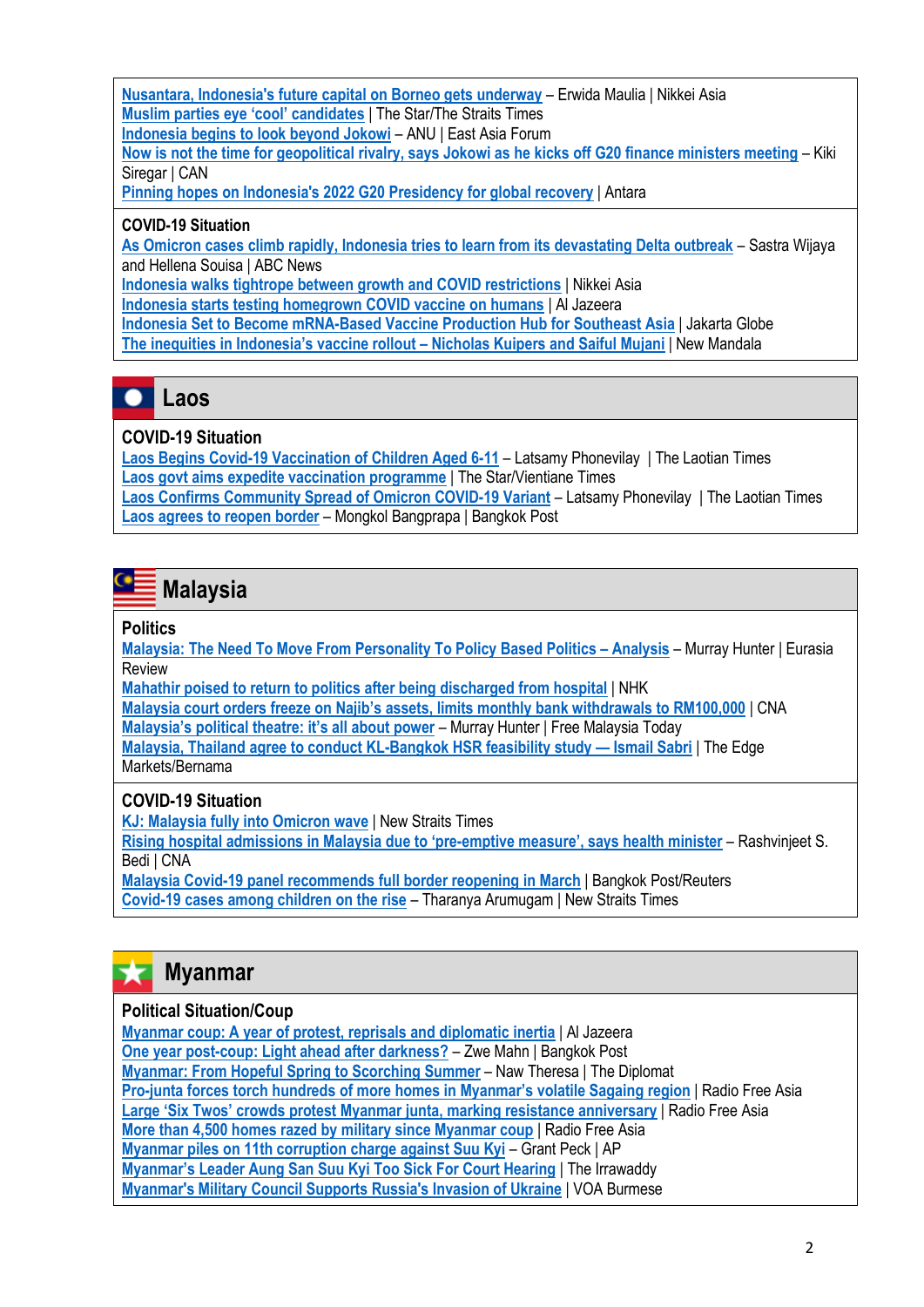Nusantara, Indonesia's future capital on Borneo gets underway – Erwida Maulia | Nikkei Asia
Muslim parties eye 'cool' candidates | The Star/The Straits Times
Indonesia begins to look beyond Jokowi – ANU | East Asia Forum
Now is not the time for geopolitical rivalry, says Jokowi as he kicks off G20 finance ministers meeting – Kiki Siregar | CAN
Pinning hopes on Indonesia's 2022 G20 Presidency for global recovery | Antara

**COVID-19 Situation**
As Omicron cases climb rapidly, Indonesia tries to learn from its devastating Delta outbreak – Sastra Wijaya and Hellena Souisa | ABC News
Indonesia walks tightrope between growth and COVID restrictions | Nikkei Asia
Indonesia starts testing homegrown COVID vaccine on humans | Al Jazeera
Indonesia Set to Become mRNA-Based Vaccine Production Hub for Southeast Asia | Jakarta Globe
The inequities in Indonesia's vaccine rollout – Nicholas Kuipers and Saiful Mujani | New Mandala

## Laos

**COVID-19 Situation**
Laos Begins Covid-19 Vaccination of Children Aged 6-11 – Latsamy Phonevilay | The Laotian Times
Laos govt aims expedite vaccination programme | The Star/Vientiane Times
Laos Confirms Community Spread of Omicron COVID-19 Variant – Latsamy Phonevilay | The Laotian Times
Laos agrees to reopen border – Mongkol Bangprapa | Bangkok Post

## Malaysia

**Politics**
Malaysia: The Need To Move From Personality To Policy Based Politics – Analysis – Murray Hunter | Eurasia Review
Mahathir poised to return to politics after being discharged from hospital | NHK
Malaysia court orders freeze on Najib's assets, limits monthly bank withdrawals to RM100,000 | CNA
Malaysia's political theatre: it's all about power – Murray Hunter | Free Malaysia Today
Malaysia, Thailand agree to conduct KL-Bangkok HSR feasibility study — Ismail Sabri | The Edge Markets/Bernama

**COVID-19 Situation**
KJ: Malaysia fully into Omicron wave | New Straits Times
Rising hospital admissions in Malaysia due to 'pre-emptive measure', says health minister – Rashvinjeet S. Bedi | CNA
Malaysia Covid-19 panel recommends full border reopening in March | Bangkok Post/Reuters
Covid-19 cases among children on the rise – Tharanya Arumugam | New Straits Times

## Myanmar

**Political Situation/Coup**
Myanmar coup: A year of protest, reprisals and diplomatic inertia | Al Jazeera
One year post-coup: Light ahead after darkness? – Zwe Mahn | Bangkok Post
Myanmar: From Hopeful Spring to Scorching Summer – Naw Theresa | The Diplomat
Pro-junta forces torch hundreds of more homes in Myanmar's volatile Sagaing region | Radio Free Asia
Large 'Six Twos' crowds protest Myanmar junta, marking resistance anniversary | Radio Free Asia
More than 4,500 homes razed by military since Myanmar coup | Radio Free Asia
Myanmar piles on 11th corruption charge against Suu Kyi – Grant Peck | AP
Myanmar's Leader Aung San Suu Kyi Too Sick For Court Hearing | The Irrawaddy
Myanmar's Military Council Supports Russia's Invasion of Ukraine | VOA Burmese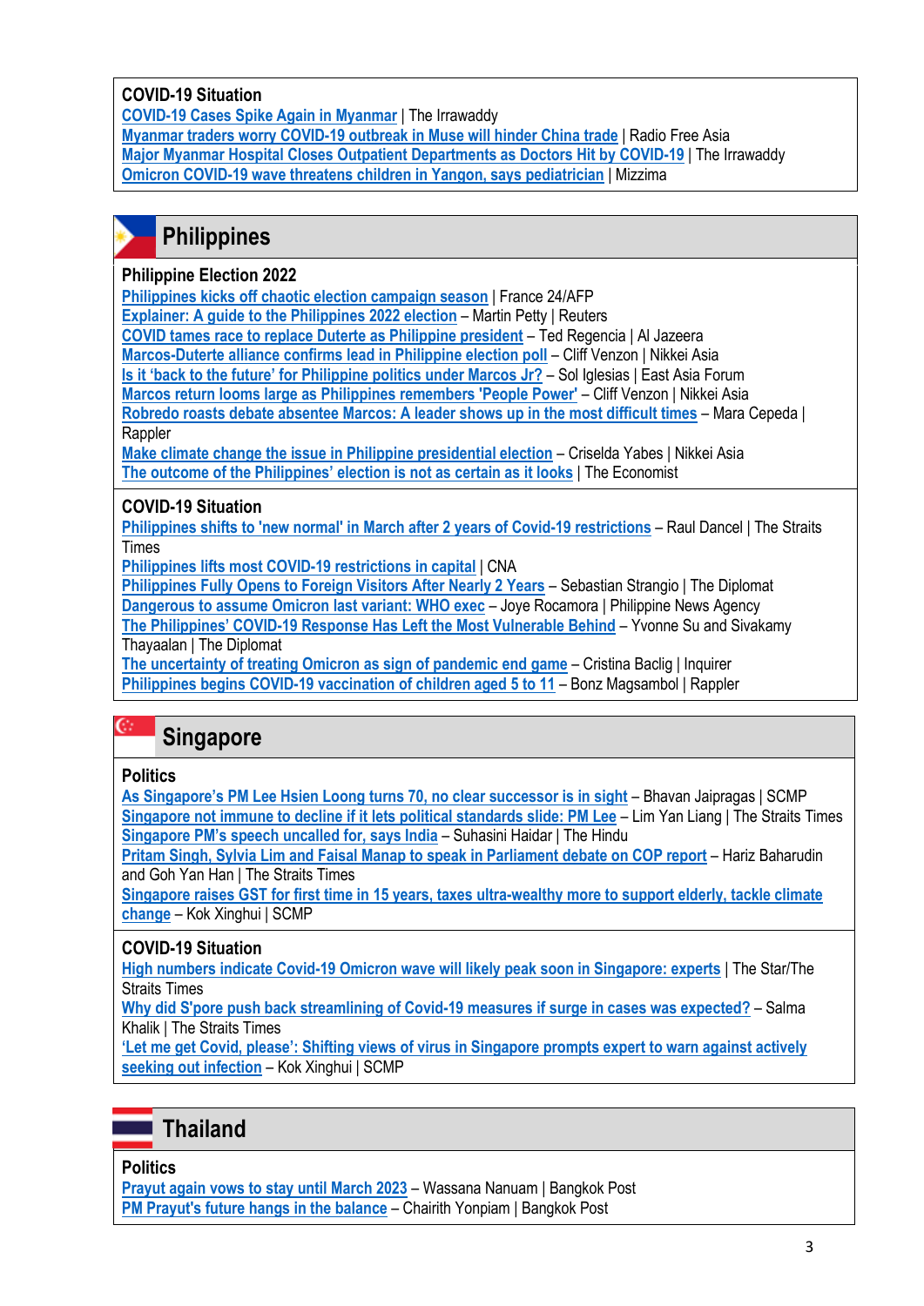### COVID-19 Situation

COVID-19 Cases Spike Again in Myanmar | The Irrawaddy
Myanmar traders worry COVID-19 outbreak in Muse will hinder China trade | Radio Free Asia
Major Myanmar Hospital Closes Outpatient Departments as Doctors Hit by COVID-19 | The Irrawaddy
Omicron COVID-19 wave threatens children in Yangon, says pediatrician | Mizzima

## Philippines

### Philippine Election 2022

Philippines kicks off chaotic election campaign season | France 24/AFP
Explainer: A guide to the Philippines 2022 election – Martin Petty | Reuters
COVID tames race to replace Duterte as Philippine president – Ted Regencia | Al Jazeera
Marcos-Duterte alliance confirms lead in Philippine election poll – Cliff Venzon | Nikkei Asia
Is it 'back to the future' for Philippine politics under Marcos Jr? – Sol Iglesias | East Asia Forum
Marcos return looms large as Philippines remembers 'People Power' – Cliff Venzon | Nikkei Asia
Robredo roasts debate absentee Marcos: A leader shows up in the most difficult times – Mara Cepeda | Rappler
Make climate change the issue in Philippine presidential election – Criselda Yabes | Nikkei Asia
The outcome of the Philippines' election is not as certain as it looks | The Economist

### COVID-19 Situation

Philippines shifts to 'new normal' in March after 2 years of Covid-19 restrictions – Raul Dancel | The Straits Times
Philippines lifts most COVID-19 restrictions in capital | CNA
Philippines Fully Opens to Foreign Visitors After Nearly 2 Years – Sebastian Strangio | The Diplomat
Dangerous to assume Omicron last variant: WHO exec – Joye Rocamora | Philippine News Agency
The Philippines' COVID-19 Response Has Left the Most Vulnerable Behind – Yvonne Su and Sivakamy Thayaalan | The Diplomat
The uncertainty of treating Omicron as sign of pandemic end game – Cristina Baclig | Inquirer
Philippines begins COVID-19 vaccination of children aged 5 to 11 – Bonz Magsambol | Rappler

## Singapore

### Politics

As Singapore's PM Lee Hsien Loong turns 70, no clear successor is in sight – Bhavan Jaipragas | SCMP
Singapore not immune to decline if it lets political standards slide: PM Lee – Lim Yan Liang | The Straits Times
Singapore PM's speech uncalled for, says India – Suhasini Haidar | The Hindu
Pritam Singh, Sylvia Lim and Faisal Manap to speak in Parliament debate on COP report – Hariz Baharudin and Goh Yan Han | The Straits Times
Singapore raises GST for first time in 15 years, taxes ultra-wealthy more to support elderly, tackle climate change – Kok Xinghui | SCMP

### COVID-19 Situation

High numbers indicate Covid-19 Omicron wave will likely peak soon in Singapore: experts | The Star/The Straits Times
Why did S'pore push back streamlining of Covid-19 measures if surge in cases was expected? – Salma Khalik | The Straits Times
'Let me get Covid, please': Shifting views of virus in Singapore prompts expert to warn against actively seeking out infection – Kok Xinghui | SCMP

## Thailand

### Politics

Prayut again vows to stay until March 2023 – Wassana Nanuam | Bangkok Post
PM Prayut's future hangs in the balance – Chairith Yonpiam | Bangkok Post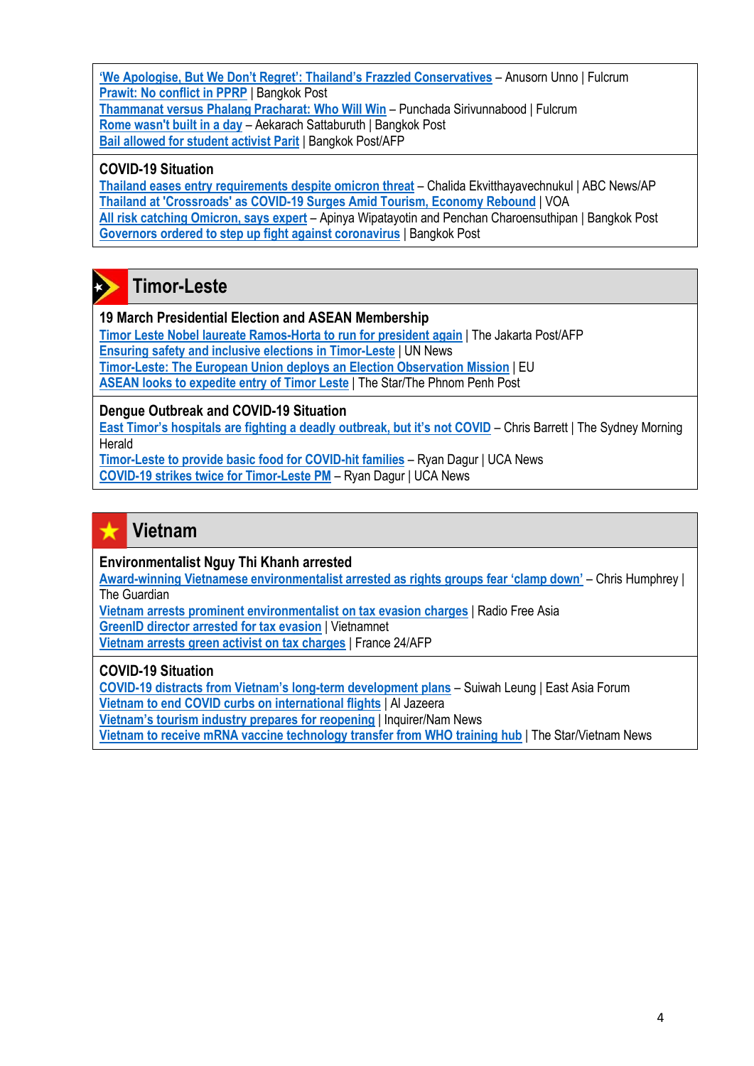'We Apologise, But We Don't Regret': Thailand's Frazzled Conservatives – Anusorn Unno | Fulcrum
Prawit: No conflict in PPRP | Bangkok Post
Thammanat versus Phalang Pracharat: Who Will Win – Punchada Sirivunnabood | Fulcrum
Rome wasn't built in a day – Aekarach Sattaburuth | Bangkok Post
Bail allowed for student activist Parit | Bangkok Post/AFP

**COVID-19 Situation**

Thailand eases entry requirements despite omicron threat – Chalida Ekvitthayavechnukul | ABC News/AP
Thailand at 'Crossroads' as COVID-19 Surges Amid Tourism, Economy Rebound | VOA
All risk catching Omicron, says expert – Apinya Wipatayotin and Penchan Charoensuthipan | Bangkok Post
Governors ordered to step up fight against coronavirus | Bangkok Post

## Timor-Leste

**19 March Presidential Election and ASEAN Membership**

Timor Leste Nobel laureate Ramos-Horta to run for president again | The Jakarta Post/AFP
Ensuring safety and inclusive elections in Timor-Leste | UN News
Timor-Leste: The European Union deploys an Election Observation Mission | EU
ASEAN looks to expedite entry of Timor Leste | The Star/The Phnom Penh Post

**Dengue Outbreak and COVID-19 Situation**

East Timor's hospitals are fighting a deadly outbreak, but it's not COVID – Chris Barrett | The Sydney Morning Herald
Timor-Leste to provide basic food for COVID-hit families – Ryan Dagur | UCA News
COVID-19 strikes twice for Timor-Leste PM – Ryan Dagur | UCA News

## Vietnam

**Environmentalist Nguy Thi Khanh arrested**

Award-winning Vietnamese environmentalist arrested as rights groups fear 'clamp down' – Chris Humphrey | The Guardian
Vietnam arrests prominent environmentalist on tax evasion charges | Radio Free Asia
GreenID director arrested for tax evasion | Vietnamnet
Vietnam arrests green activist on tax charges | France 24/AFP

**COVID-19 Situation**

COVID-19 distracts from Vietnam's long-term development plans – Suiwah Leung | East Asia Forum
Vietnam to end COVID curbs on international flights | Al Jazeera
Vietnam's tourism industry prepares for reopening | Inquirer/Nam News
Vietnam to receive mRNA vaccine technology transfer from WHO training hub | The Star/Vietnam News